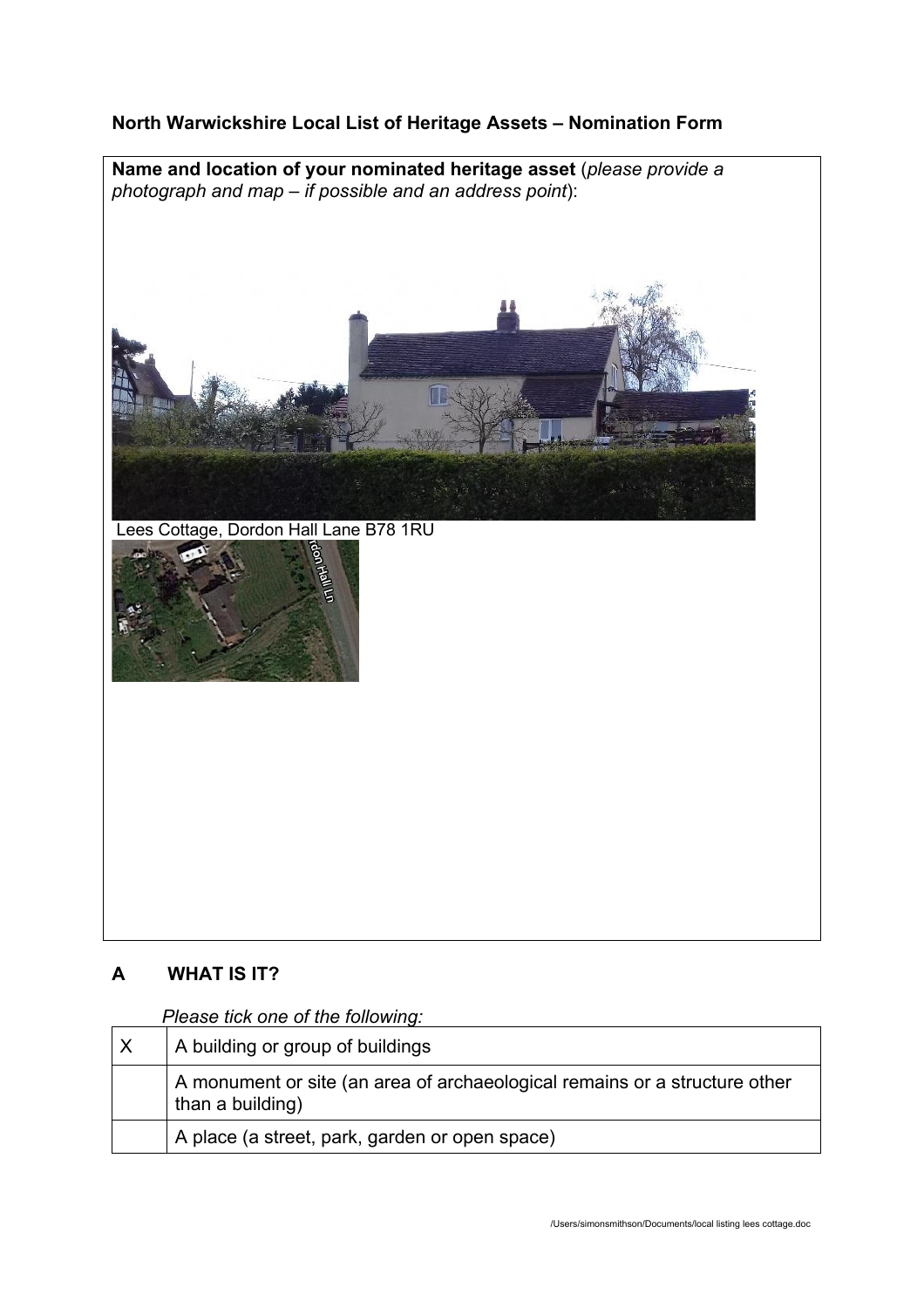**North Warwickshire Local List of Heritage Assets – Nomination Form**

**Name and location of your nominated heritage asset** (*please provide a photograph and map – if possible and an address point*):

Lees Cottage, Dordon Hall Lane B78 1RU

## A WHAT IS IT?

*Please tick one of the following:*

| | |
|---|---|
| X | A building or group of buildings |
| | A monument or site (an area of archaeological remains or a structure other than a building) |
| | A place (a street, park, garden or open space) |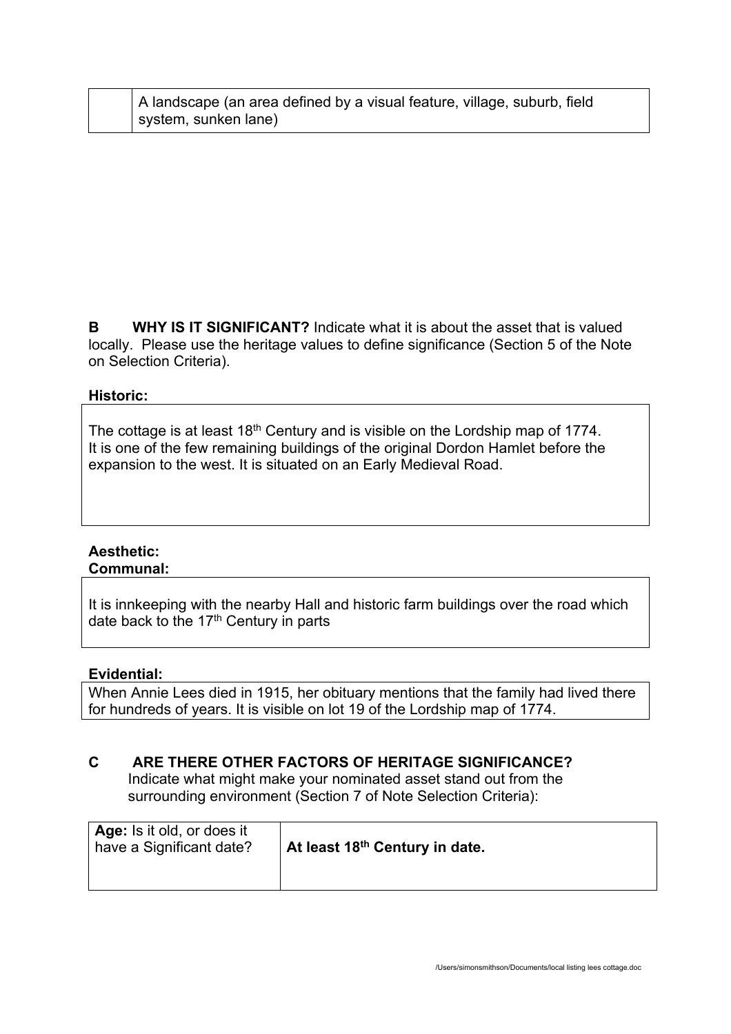| | A landscape (an area defined by a visual feature, village, suburb, field system, sunken lane) |
|---|---|

**B WHY IS IT SIGNIFICANT?** Indicate what it is about the asset that is valued locally. Please use the heritage values to define significance (Section 5 of the Note on Selection Criteria).

**Historic:**

The cottage is at least 18th Century and is visible on the Lordship map of 1774. It is one of the few remaining buildings of the original Dordon Hamlet before the expansion to the west. It is situated on an Early Medieval Road.

**Aesthetic:**
**Communal:**

It is innkeeping with the nearby Hall and historic farm buildings over the road which date back to the 17th Century in parts

**Evidential:**

When Annie Lees died in 1915, her obituary mentions that the family had lived there for hundreds of years. It is visible on lot 19 of the Lordship map of 1774.

**C ARE THERE OTHER FACTORS OF HERITAGE SIGNIFICANCE?**
Indicate what might make your nominated asset stand out from the surrounding environment (Section 7 of Note Selection Criteria):

| **Age:** Is it old, or does it have a Significant date? | **At least 18th Century in date.** |
|---|---|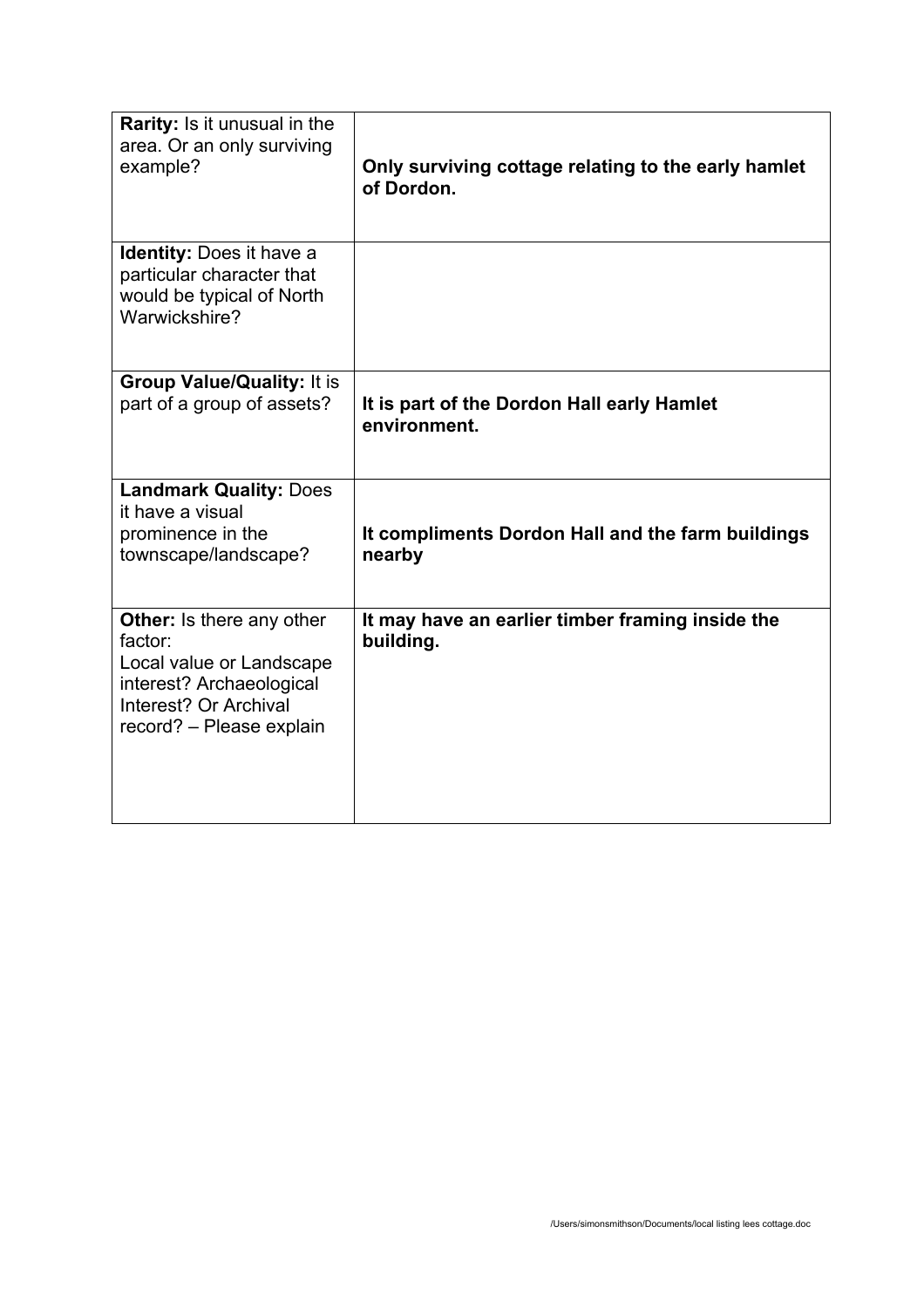| | |
|---|---|
| **Rarity:** Is it unusual in the area. Or an only surviving example? | **Only surviving cottage relating to the early hamlet of Dordon.** |
| **Identity:** Does it have a particular character that would be typical of North Warwickshire? | |
| **Group Value/Quality:** It is part of a group of assets? | **It is part of the Dordon Hall early Hamlet environment.** |
| **Landmark Quality:** Does it have a visual prominence in the townscape/landscape? | **It compliments Dordon Hall and the farm buildings nearby** |
| **Other:** Is there any other factor: Local value or Landscape interest? Archaeological Interest? Or Archival record? – Please explain | **It may have an earlier timber framing inside the building.** |